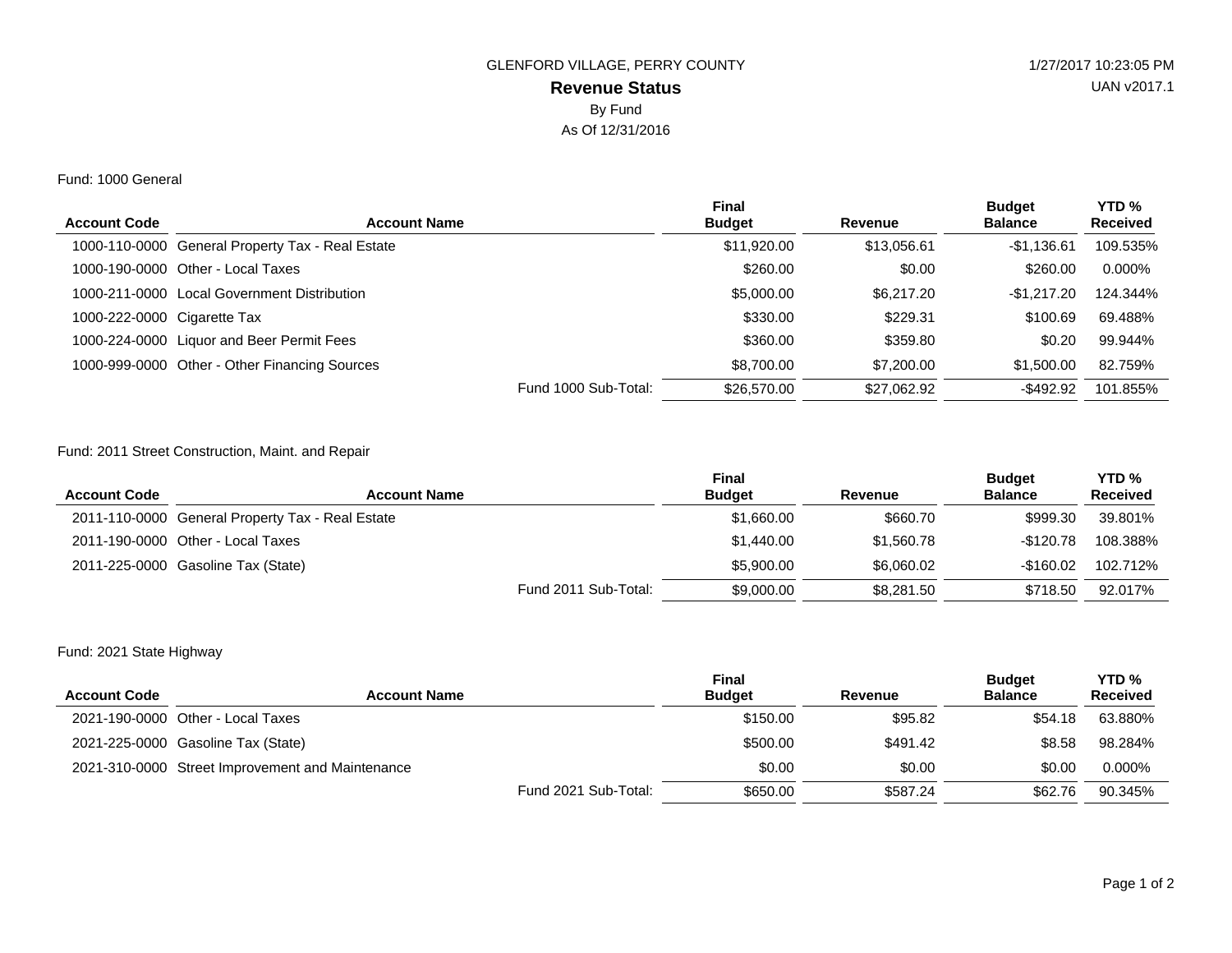GLENFORD VILLAGE, PERRY COUNTY

1/27/2017 10:23:05 PM

UAN v2017.1

# Revenue Status

By Fund

As Of 12/31/2016

Fund: 1000 General

| Account Code | Account Name | Final Budget | Revenue | Budget Balance | YTD % Received |
|---|---|---|---|---|---|
| 1000-110-0000 | General Property Tax - Real Estate | $11,920.00 | $13,056.61 | -$1,136.61 | 109.535% |
| 1000-190-0000 | Other - Local Taxes | $260.00 | $0.00 | $260.00 | 0.000% |
| 1000-211-0000 | Local Government Distribution | $5,000.00 | $6,217.20 | -$1,217.20 | 124.344% |
| 1000-222-0000 | Cigarette Tax | $330.00 | $229.31 | $100.69 | 69.488% |
| 1000-224-0000 | Liquor and Beer Permit Fees | $360.00 | $359.80 | $0.20 | 99.944% |
| 1000-999-0000 | Other - Other Financing Sources | $8,700.00 | $7,200.00 | $1,500.00 | 82.759% |
| | Fund 1000 Sub-Total: | $26,570.00 | $27,062.92 | -$492.92 | 101.855% |

Fund: 2011 Street Construction, Maint. and Repair

| Account Code | Account Name | Final Budget | Revenue | Budget Balance | YTD % Received |
|---|---|---|---|---|---|
| 2011-110-0000 | General Property Tax - Real Estate | $1,660.00 | $660.70 | $999.30 | 39.801% |
| 2011-190-0000 | Other - Local Taxes | $1,440.00 | $1,560.78 | -$120.78 | 108.388% |
| 2011-225-0000 | Gasoline Tax (State) | $5,900.00 | $6,060.02 | -$160.02 | 102.712% |
| | Fund 2011 Sub-Total: | $9,000.00 | $8,281.50 | $718.50 | 92.017% |

Fund: 2021 State Highway

| Account Code | Account Name | Final Budget | Revenue | Budget Balance | YTD % Received |
|---|---|---|---|---|---|
| 2021-190-0000 | Other - Local Taxes | $150.00 | $95.82 | $54.18 | 63.880% |
| 2021-225-0000 | Gasoline Tax (State) | $500.00 | $491.42 | $8.58 | 98.284% |
| 2021-310-0000 | Street Improvement and Maintenance | $0.00 | $0.00 | $0.00 | 0.000% |
| | Fund 2021 Sub-Total: | $650.00 | $587.24 | $62.76 | 90.345% |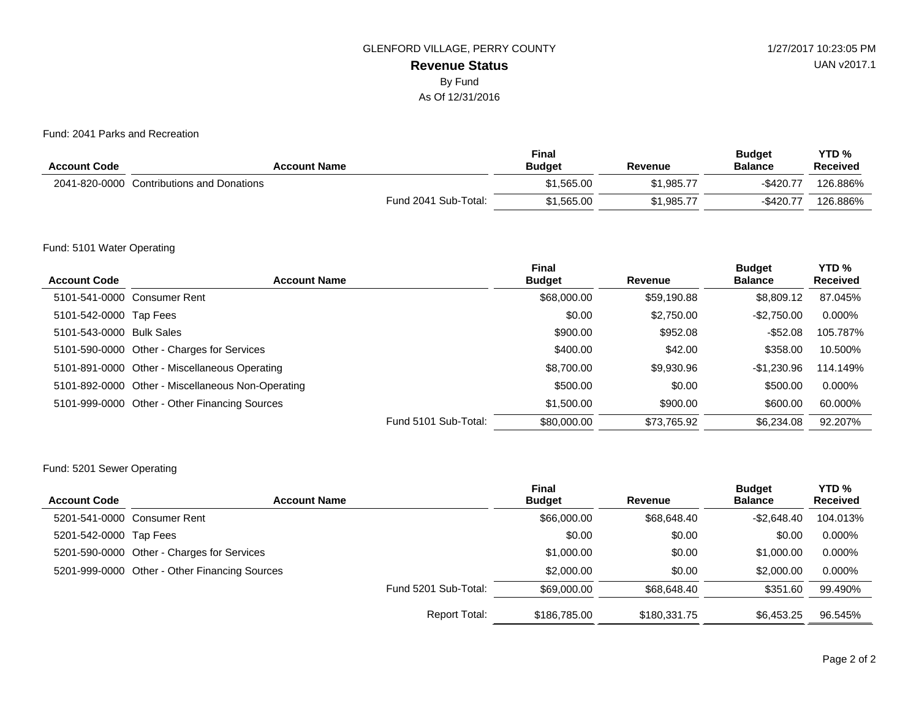GLENFORD VILLAGE, PERRY COUNTY

# Revenue Status

By Fund

As Of 12/31/2016

1/27/2017 10:23:05 PM

UAN v2017.1

Fund: 2041 Parks and Recreation

| Account Code | Account Name | Final Budget | Revenue | Budget Balance | YTD % Received |
|---|---|---|---|---|---|
| 2041-820-0000 | Contributions and Donations | $1,565.00 | $1,985.77 | -$420.77 | 126.886% |
| | Fund 2041 Sub-Total: | $1,565.00 | $1,985.77 | -$420.77 | 126.886% |

Fund: 5101 Water Operating

| Account Code | Account Name | Final Budget | Revenue | Budget Balance | YTD % Received |
|---|---|---|---|---|---|
| 5101-541-0000 | Consumer Rent | $68,000.00 | $59,190.88 | $8,809.12 | 87.045% |
| 5101-542-0000 | Tap Fees | $0.00 | $2,750.00 | -$2,750.00 | 0.000% |
| 5101-543-0000 | Bulk Sales | $900.00 | $952.08 | -$52.08 | 105.787% |
| 5101-590-0000 | Other - Charges for Services | $400.00 | $42.00 | $358.00 | 10.500% |
| 5101-891-0000 | Other - Miscellaneous Operating | $8,700.00 | $9,930.96 | -$1,230.96 | 114.149% |
| 5101-892-0000 | Other - Miscellaneous Non-Operating | $500.00 | $0.00 | $500.00 | 0.000% |
| 5101-999-0000 | Other - Other Financing Sources | $1,500.00 | $900.00 | $600.00 | 60.000% |
| | Fund 5101 Sub-Total: | $80,000.00 | $73,765.92 | $6,234.08 | 92.207% |

Fund: 5201 Sewer Operating

| Account Code | Account Name | Final Budget | Revenue | Budget Balance | YTD % Received |
|---|---|---|---|---|---|
| 5201-541-0000 | Consumer Rent | $66,000.00 | $68,648.40 | -$2,648.40 | 104.013% |
| 5201-542-0000 | Tap Fees | $0.00 | $0.00 | $0.00 | 0.000% |
| 5201-590-0000 | Other - Charges for Services | $1,000.00 | $0.00 | $1,000.00 | 0.000% |
| 5201-999-0000 | Other - Other Financing Sources | $2,000.00 | $0.00 | $2,000.00 | 0.000% |
| | Fund 5201 Sub-Total: | $69,000.00 | $68,648.40 | $351.60 | 99.490% |
| | Report Total: | $186,785.00 | $180,331.75 | $6,453.25 | 96.545% |